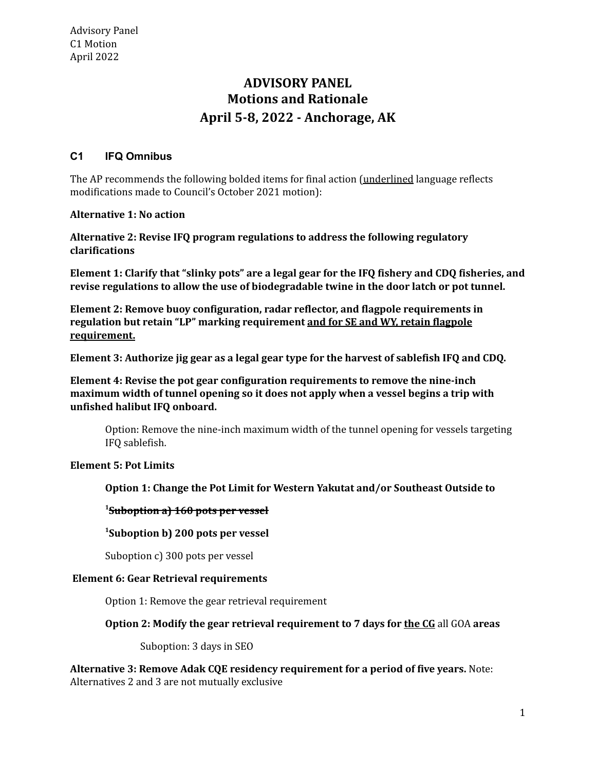# ADVISORY PANEL
## Motions and Rationale
## April 5-8, 2022 - Anchorage, AK

### C1 IFQ Omnibus

The AP recommends the following bolded items for final action (<u>underlined</u> language reflects modifications made to Council's October 2021 motion):

**Alternative 1: No action**

**Alternative 2: Revise IFQ program regulations to address the following regulatory clarifications**

**Element 1: Clarify that "slinky pots" are a legal gear for the IFQ fishery and CDQ fisheries, and revise regulations to allow the use of biodegradable twine in the door latch or pot tunnel.**

**Element 2: Remove buoy configuration, radar reflector, and flagpole requirements in regulation but retain "LP" marking requirement <u>and for SE and WY, retain flagpole requirement.</u>**

**Element 3: Authorize jig gear as a legal gear type for the harvest of sablefish IFQ and CDQ.**

**Element 4: Revise the pot gear configuration requirements to remove the nine-inch maximum width of tunnel opening so it does not apply when a vessel begins a trip with unfished halibut IFQ onboard.**

> Option: Remove the nine-inch maximum width of the tunnel opening for vessels targeting IFQ sablefish.

**Element 5: Pot Limits**

> **Option 1: Change the Pot Limit for Western Yakutat and/or Southeast Outside to**
>
> [1]**~~Suboption a) 160 pots per vessel~~**
>
> [1]**Suboption b) 200 pots per vessel**
>
> Suboption c) 300 pots per vessel

**Element 6: Gear Retrieval requirements**

> Option 1: Remove the gear retrieval requirement
>
> **Option 2: Modify the gear retrieval requirement to 7 days for <u>the CG</u>** ~~all GOA~~ **areas**
>
> > Suboption: 3 days in SEO

**Alternative 3: Remove Adak CQE residency requirement for a period of five years.** Note: Alternatives 2 and 3 are not mutually exclusive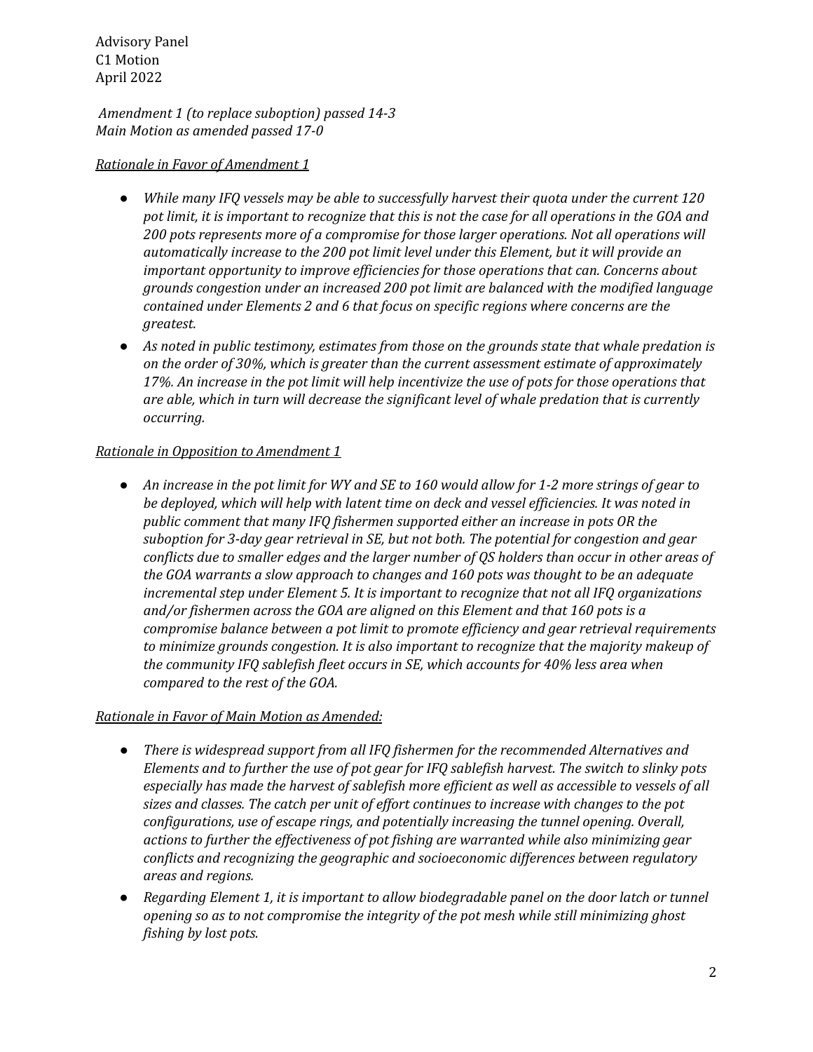Advisory Panel
C1 Motion
April 2022

*Amendment 1 (to replace suboption) passed 14-3*
*Main Motion as amended passed 17-0*

*Rationale in Favor of Amendment 1*

- *While many IFQ vessels may be able to successfully harvest their quota under the current 120 pot limit, it is important to recognize that this is not the case for all operations in the GOA and 200 pots represents more of a compromise for those larger operations. Not all operations will automatically increase to the 200 pot limit level under this Element, but it will provide an important opportunity to improve efficiencies for those operations that can. Concerns about grounds congestion under an increased 200 pot limit are balanced with the modified language contained under Elements 2 and 6 that focus on specific regions where concerns are the greatest.*
- *As noted in public testimony, estimates from those on the grounds state that whale predation is on the order of 30%, which is greater than the current assessment estimate of approximately 17%. An increase in the pot limit will help incentivize the use of pots for those operations that are able, which in turn will decrease the significant level of whale predation that is currently occurring.*

*Rationale in Opposition to Amendment 1*

- *An increase in the pot limit for WY and SE to 160 would allow for 1-2 more strings of gear to be deployed, which will help with latent time on deck and vessel efficiencies. It was noted in public comment that many IFQ fishermen supported either an increase in pots OR the suboption for 3-day gear retrieval in SE, but not both. The potential for congestion and gear conflicts due to smaller edges and the larger number of QS holders than occur in other areas of the GOA warrants a slow approach to changes and 160 pots was thought to be an adequate incremental step under Element 5. It is important to recognize that not all IFQ organizations and/or fishermen across the GOA are aligned on this Element and that 160 pots is a compromise balance between a pot limit to promote efficiency and gear retrieval requirements to minimize grounds congestion. It is also important to recognize that the majority makeup of the community IFQ sablefish fleet occurs in SE, which accounts for 40% less area when compared to the rest of the GOA.*

*Rationale in Favor of Main Motion as Amended:*

- *There is widespread support from all IFQ fishermen for the recommended Alternatives and Elements and to further the use of pot gear for IFQ sablefish harvest. The switch to slinky pots especially has made the harvest of sablefish more efficient as well as accessible to vessels of all sizes and classes. The catch per unit of effort continues to increase with changes to the pot configurations, use of escape rings, and potentially increasing the tunnel opening. Overall, actions to further the effectiveness of pot fishing are warranted while also minimizing gear conflicts and recognizing the geographic and socioeconomic differences between regulatory areas and regions.*
- *Regarding Element 1, it is important to allow biodegradable panel on the door latch or tunnel opening so as to not compromise the integrity of the pot mesh while still minimizing ghost fishing by lost pots.*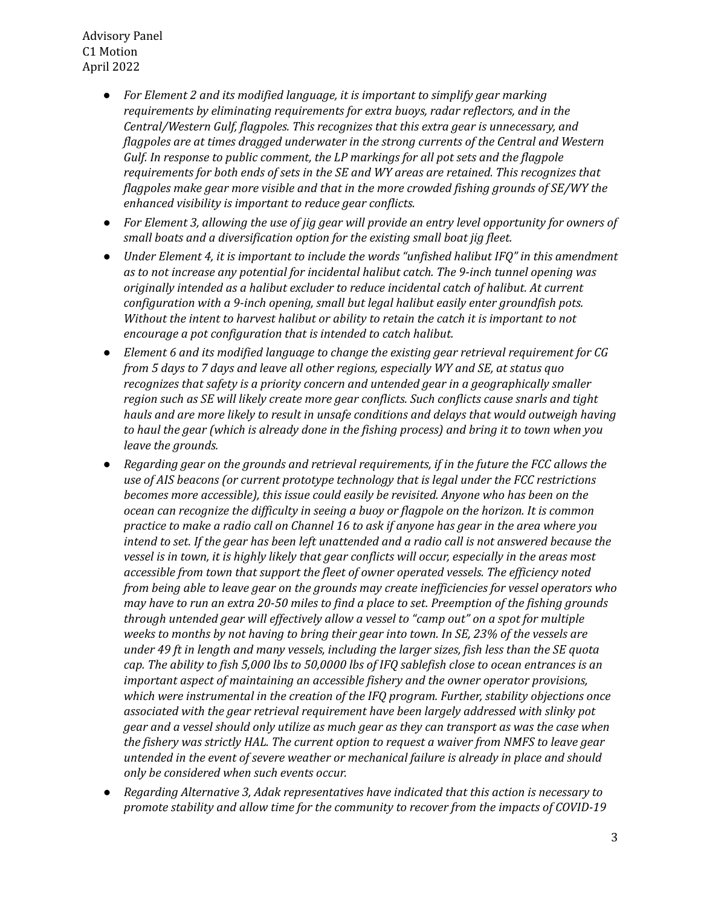- *For Element 2 and its modified language, it is important to simplify gear marking requirements by eliminating requirements for extra buoys, radar reflectors, and in the Central/Western Gulf, flagpoles. This recognizes that this extra gear is unnecessary, and flagpoles are at times dragged underwater in the strong currents of the Central and Western Gulf. In response to public comment, the LP markings for all pot sets and the flagpole requirements for both ends of sets in the SE and WY areas are retained. This recognizes that flagpoles make gear more visible and that in the more crowded fishing grounds of SE/WY the enhanced visibility is important to reduce gear conflicts.*
- *For Element 3, allowing the use of jig gear will provide an entry level opportunity for owners of small boats and a diversification option for the existing small boat jig fleet.*
- *Under Element 4, it is important to include the words "unfished halibut IFQ" in this amendment as to not increase any potential for incidental halibut catch. The 9-inch tunnel opening was originally intended as a halibut excluder to reduce incidental catch of halibut. At current configuration with a 9-inch opening, small but legal halibut easily enter groundfish pots. Without the intent to harvest halibut or ability to retain the catch it is important to not encourage a pot configuration that is intended to catch halibut.*
- *Element 6 and its modified language to change the existing gear retrieval requirement for CG from 5 days to 7 days and leave all other regions, especially WY and SE, at status quo recognizes that safety is a priority concern and untended gear in a geographically smaller region such as SE will likely create more gear conflicts. Such conflicts cause snarls and tight hauls and are more likely to result in unsafe conditions and delays that would outweigh having to haul the gear (which is already done in the fishing process) and bring it to town when you leave the grounds.*
- *Regarding gear on the grounds and retrieval requirements, if in the future the FCC allows the use of AIS beacons (or current prototype technology that is legal under the FCC restrictions becomes more accessible), this issue could easily be revisited. Anyone who has been on the ocean can recognize the difficulty in seeing a buoy or flagpole on the horizon. It is common practice to make a radio call on Channel 16 to ask if anyone has gear in the area where you intend to set. If the gear has been left unattended and a radio call is not answered because the vessel is in town, it is highly likely that gear conflicts will occur, especially in the areas most accessible from town that support the fleet of owner operated vessels. The efficiency noted from being able to leave gear on the grounds may create inefficiencies for vessel operators who may have to run an extra 20-50 miles to find a place to set. Preemption of the fishing grounds through untended gear will effectively allow a vessel to "camp out" on a spot for multiple weeks to months by not having to bring their gear into town. In SE, 23% of the vessels are under 49 ft in length and many vessels, including the larger sizes, fish less than the SE quota cap. The ability to fish 5,000 lbs to 50,0000 lbs of IFQ sablefish close to ocean entrances is an important aspect of maintaining an accessible fishery and the owner operator provisions, which were instrumental in the creation of the IFQ program. Further, stability objections once associated with the gear retrieval requirement have been largely addressed with slinky pot gear and a vessel should only utilize as much gear as they can transport as was the case when the fishery was strictly HAL. The current option to request a waiver from NMFS to leave gear untended in the event of severe weather or mechanical failure is already in place and should only be considered when such events occur.*
- *Regarding Alternative 3, Adak representatives have indicated that this action is necessary to promote stability and allow time for the community to recover from the impacts of COVID-19*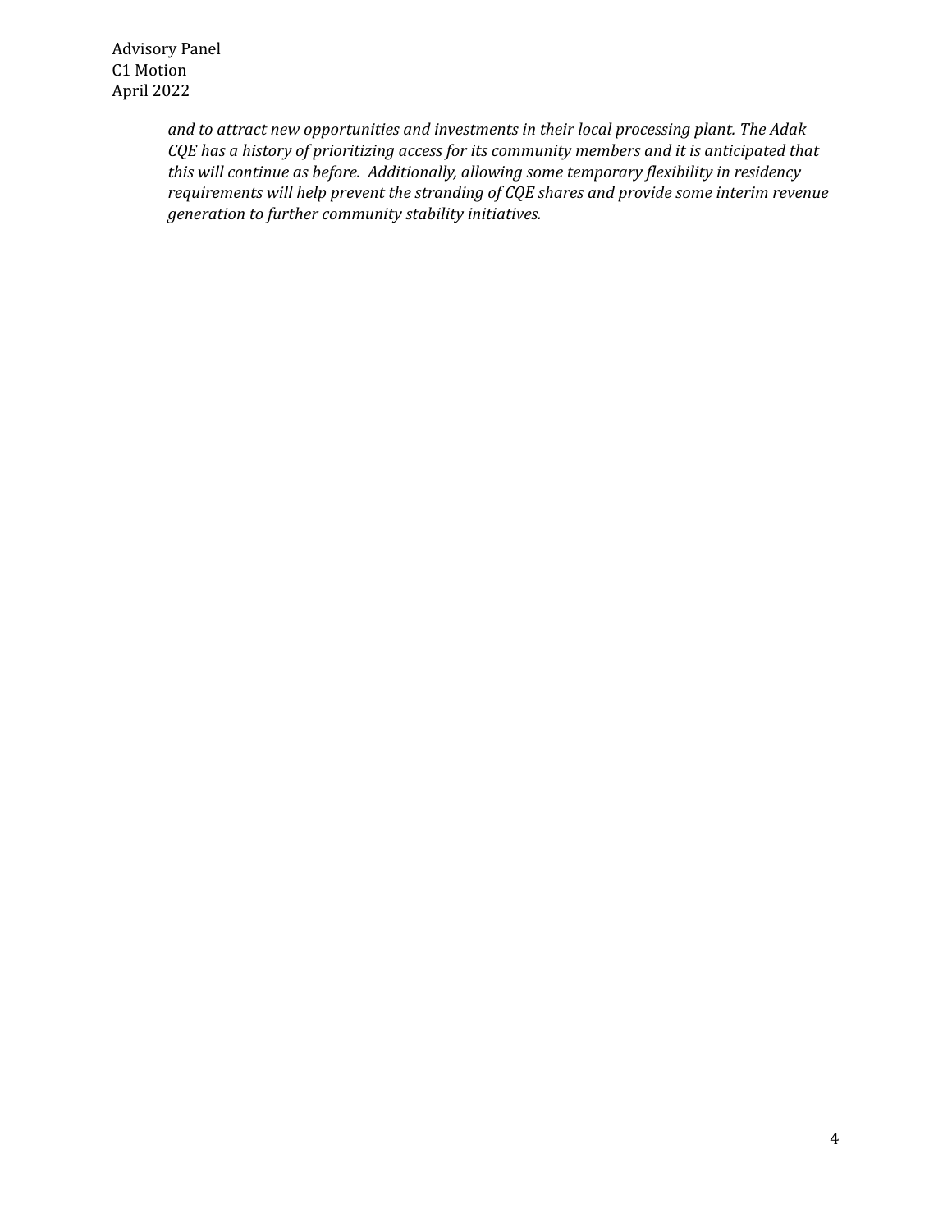*and to attract new opportunities and investments in their local processing plant. The Adak CQE has a history of prioritizing access for its community members and it is anticipated that this will continue as before. Additionally, allowing some temporary flexibility in residency requirements will help prevent the stranding of CQE shares and provide some interim revenue generation to further community stability initiatives.*